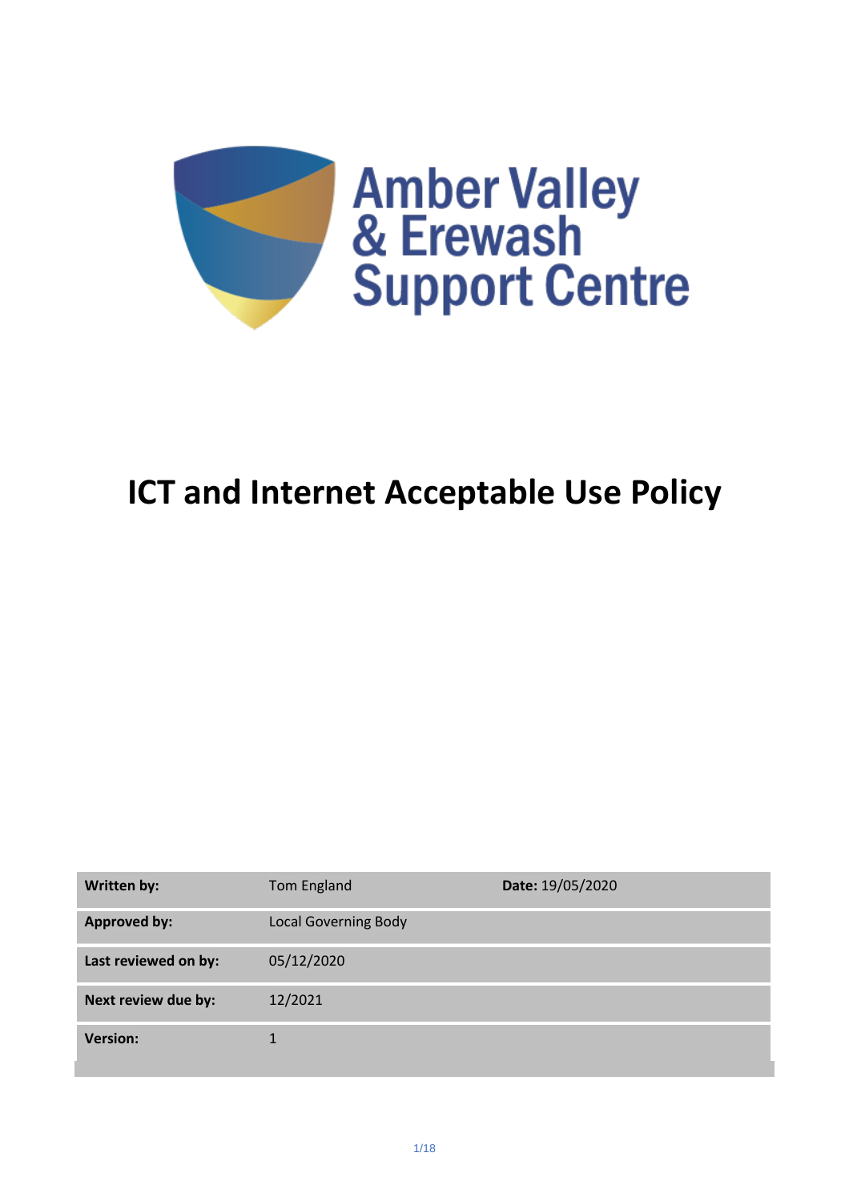Amber Valley & Erewash Support Centre

# ICT and Internet Acceptable Use Policy

| Written by: | Tom England | Date: 19/05/2020 |
|---|---|---|
| Approved by: | Local Governing Body | |
| Last reviewed on by: | 05/12/2020 | |
| Next review due by: | 12/2021 | |
| Version: | 1 | |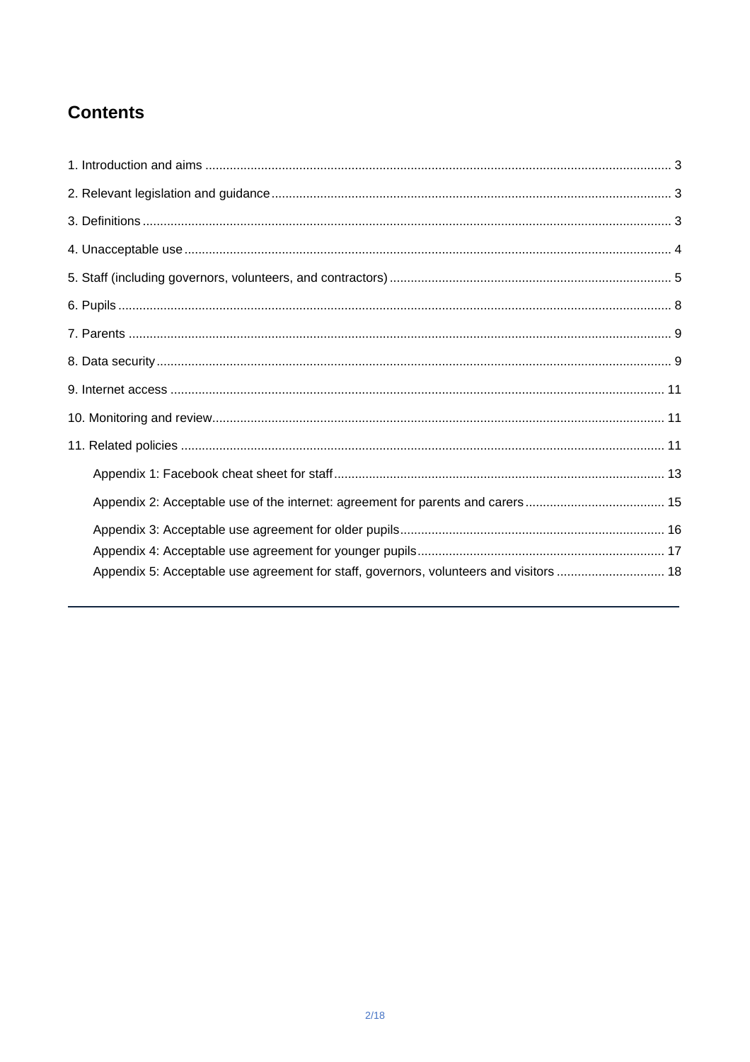# Contents

1. Introduction and aims ..... 3
2. Relevant legislation and guidance ..... 3
3. Definitions ..... 3
4. Unacceptable use ..... 4
5. Staff (including governors, volunteers, and contractors) ..... 5
6. Pupils ..... 8
7. Parents ..... 9
8. Data security ..... 9
9. Internet access ..... 11
10. Monitoring and review ..... 11
11. Related policies ..... 11
    - Appendix 1: Facebook cheat sheet for staff ..... 13
    - Appendix 2: Acceptable use of the internet: agreement for parents and carers ..... 15
    - Appendix 3: Acceptable use agreement for older pupils ..... 16
    - Appendix 4: Acceptable use agreement for younger pupils ..... 17
    - Appendix 5: Acceptable use agreement for staff, governors, volunteers and visitors ..... 18

---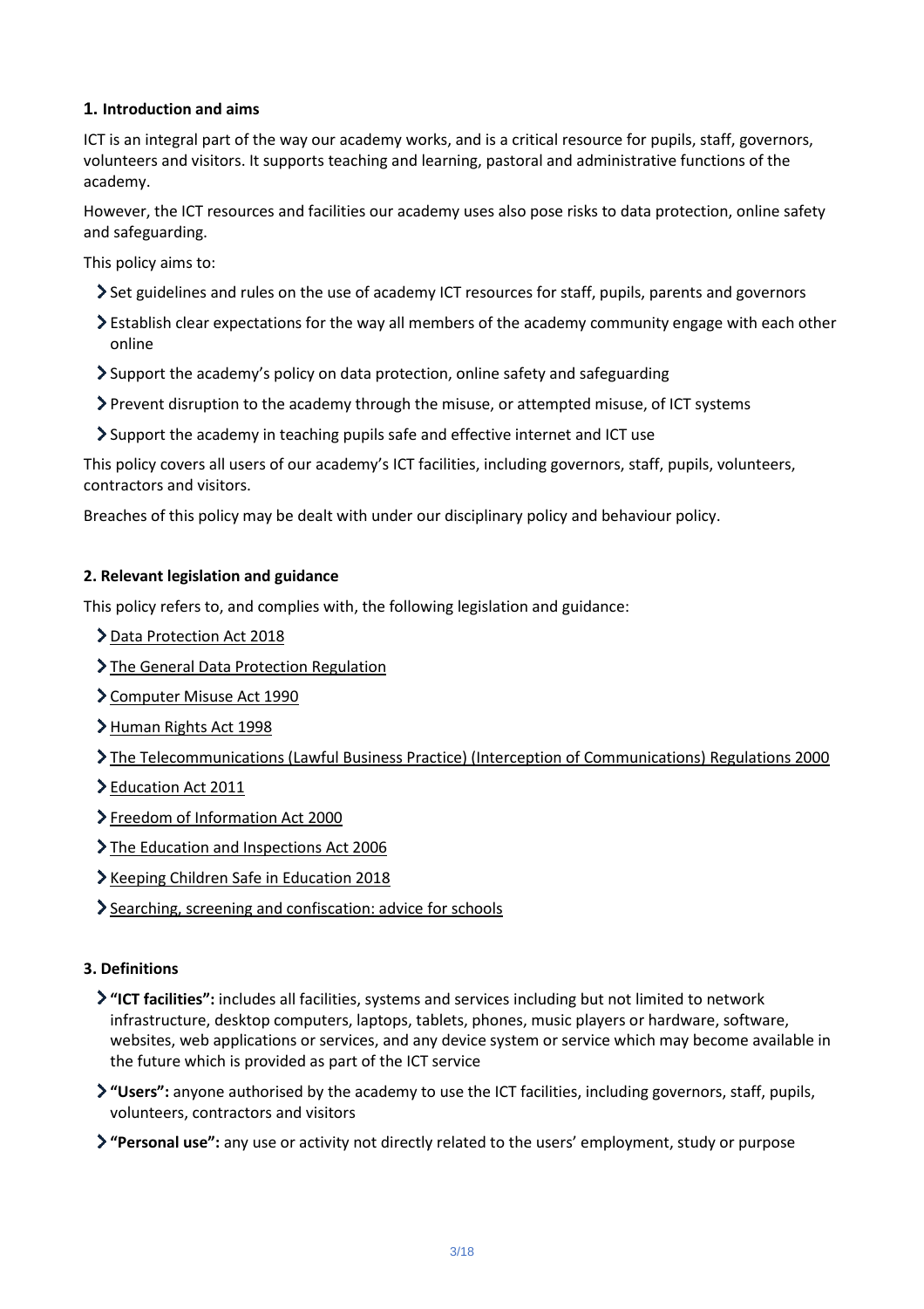## 1. Introduction and aims

ICT is an integral part of the way our academy works, and is a critical resource for pupils, staff, governors, volunteers and visitors. It supports teaching and learning, pastoral and administrative functions of the academy.

However, the ICT resources and facilities our academy uses also pose risks to data protection, online safety and safeguarding.

This policy aims to:

- Set guidelines and rules on the use of academy ICT resources for staff, pupils, parents and governors
- Establish clear expectations for the way all members of the academy community engage with each other online
- Support the academy's policy on data protection, online safety and safeguarding
- Prevent disruption to the academy through the misuse, or attempted misuse, of ICT systems
- Support the academy in teaching pupils safe and effective internet and ICT use

This policy covers all users of our academy's ICT facilities, including governors, staff, pupils, volunteers, contractors and visitors.

Breaches of this policy may be dealt with under our disciplinary policy and behaviour policy.

## 2. Relevant legislation and guidance

This policy refers to, and complies with, the following legislation and guidance:

- Data Protection Act 2018
- The General Data Protection Regulation
- Computer Misuse Act 1990
- Human Rights Act 1998
- The Telecommunications (Lawful Business Practice) (Interception of Communications) Regulations 2000
- Education Act 2011
- Freedom of Information Act 2000
- The Education and Inspections Act 2006
- Keeping Children Safe in Education 2018
- Searching, screening and confiscation: advice for schools

## 3. Definitions

- **"ICT facilities":** includes all facilities, systems and services including but not limited to network infrastructure, desktop computers, laptops, tablets, phones, music players or hardware, software, websites, web applications or services, and any device system or service which may become available in the future which is provided as part of the ICT service
- **"Users":** anyone authorised by the academy to use the ICT facilities, including governors, staff, pupils, volunteers, contractors and visitors
- **"Personal use":** any use or activity not directly related to the users' employment, study or purpose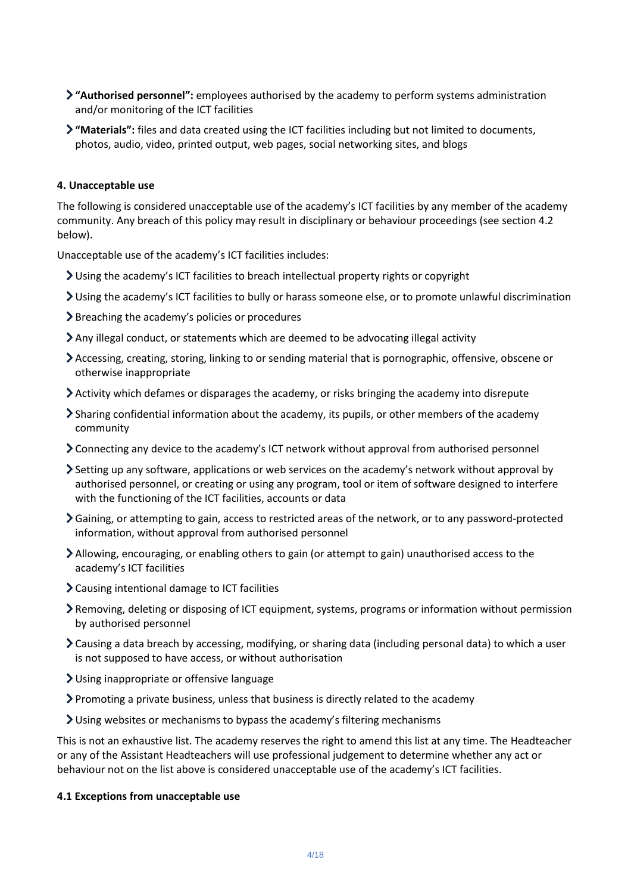- **"Authorised personnel":** employees authorised by the academy to perform systems administration and/or monitoring of the ICT facilities
- **"Materials":** files and data created using the ICT facilities including but not limited to documents, photos, audio, video, printed output, web pages, social networking sites, and blogs

### 4. Unacceptable use

The following is considered unacceptable use of the academy's ICT facilities by any member of the academy community. Any breach of this policy may result in disciplinary or behaviour proceedings (see section 4.2 below).

Unacceptable use of the academy's ICT facilities includes:

- Using the academy's ICT facilities to breach intellectual property rights or copyright
- Using the academy's ICT facilities to bully or harass someone else, or to promote unlawful discrimination
- Breaching the academy's policies or procedures
- Any illegal conduct, or statements which are deemed to be advocating illegal activity
- Accessing, creating, storing, linking to or sending material that is pornographic, offensive, obscene or otherwise inappropriate
- Activity which defames or disparages the academy, or risks bringing the academy into disrepute
- Sharing confidential information about the academy, its pupils, or other members of the academy community
- Connecting any device to the academy's ICT network without approval from authorised personnel
- Setting up any software, applications or web services on the academy's network without approval by authorised personnel, or creating or using any program, tool or item of software designed to interfere with the functioning of the ICT facilities, accounts or data
- Gaining, or attempting to gain, access to restricted areas of the network, or to any password-protected information, without approval from authorised personnel
- Allowing, encouraging, or enabling others to gain (or attempt to gain) unauthorised access to the academy's ICT facilities
- Causing intentional damage to ICT facilities
- Removing, deleting or disposing of ICT equipment, systems, programs or information without permission by authorised personnel
- Causing a data breach by accessing, modifying, or sharing data (including personal data) to which a user is not supposed to have access, or without authorisation
- Using inappropriate or offensive language
- Promoting a private business, unless that business is directly related to the academy
- Using websites or mechanisms to bypass the academy's filtering mechanisms

This is not an exhaustive list. The academy reserves the right to amend this list at any time. The Headteacher or any of the Assistant Headteachers will use professional judgement to determine whether any act or behaviour not on the list above is considered unacceptable use of the academy's ICT facilities.

#### 4.1 Exceptions from unacceptable use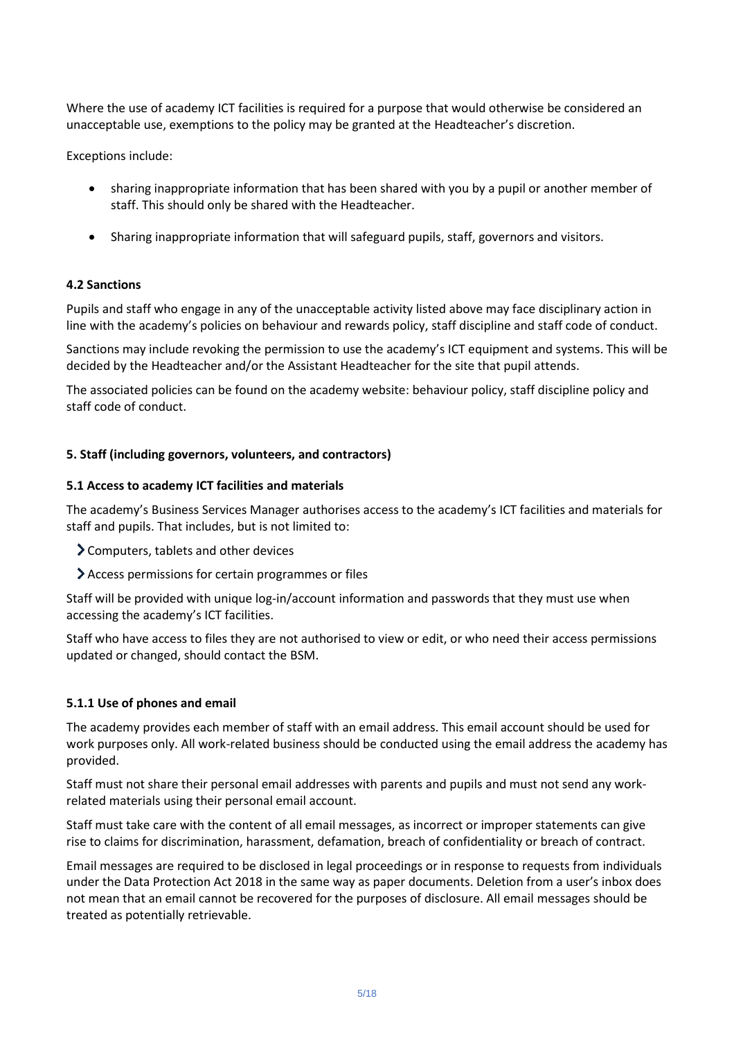Where the use of academy ICT facilities is required for a purpose that would otherwise be considered an unacceptable use, exemptions to the policy may be granted at the Headteacher's discretion.

Exceptions include:

- sharing inappropriate information that has been shared with you by a pupil or another member of staff. This should only be shared with the Headteacher.
- Sharing inappropriate information that will safeguard pupils, staff, governors and visitors.

### 4.2 Sanctions

Pupils and staff who engage in any of the unacceptable activity listed above may face disciplinary action in line with the academy's policies on behaviour and rewards policy, staff discipline and staff code of conduct.

Sanctions may include revoking the permission to use the academy's ICT equipment and systems. This will be decided by the Headteacher and/or the Assistant Headteacher for the site that pupil attends.

The associated policies can be found on the academy website: behaviour policy, staff discipline policy and staff code of conduct.

## 5. Staff (including governors, volunteers, and contractors)

### 5.1 Access to academy ICT facilities and materials

The academy's Business Services Manager authorises access to the academy's ICT facilities and materials for staff and pupils. That includes, but is not limited to:

- Computers, tablets and other devices
- Access permissions for certain programmes or files

Staff will be provided with unique log-in/account information and passwords that they must use when accessing the academy's ICT facilities.

Staff who have access to files they are not authorised to view or edit, or who need their access permissions updated or changed, should contact the BSM.

#### 5.1.1 Use of phones and email

The academy provides each member of staff with an email address. This email account should be used for work purposes only. All work-related business should be conducted using the email address the academy has provided.

Staff must not share their personal email addresses with parents and pupils and must not send any work-related materials using their personal email account.

Staff must take care with the content of all email messages, as incorrect or improper statements can give rise to claims for discrimination, harassment, defamation, breach of confidentiality or breach of contract.

Email messages are required to be disclosed in legal proceedings or in response to requests from individuals under the Data Protection Act 2018 in the same way as paper documents. Deletion from a user's inbox does not mean that an email cannot be recovered for the purposes of disclosure. All email messages should be treated as potentially retrievable.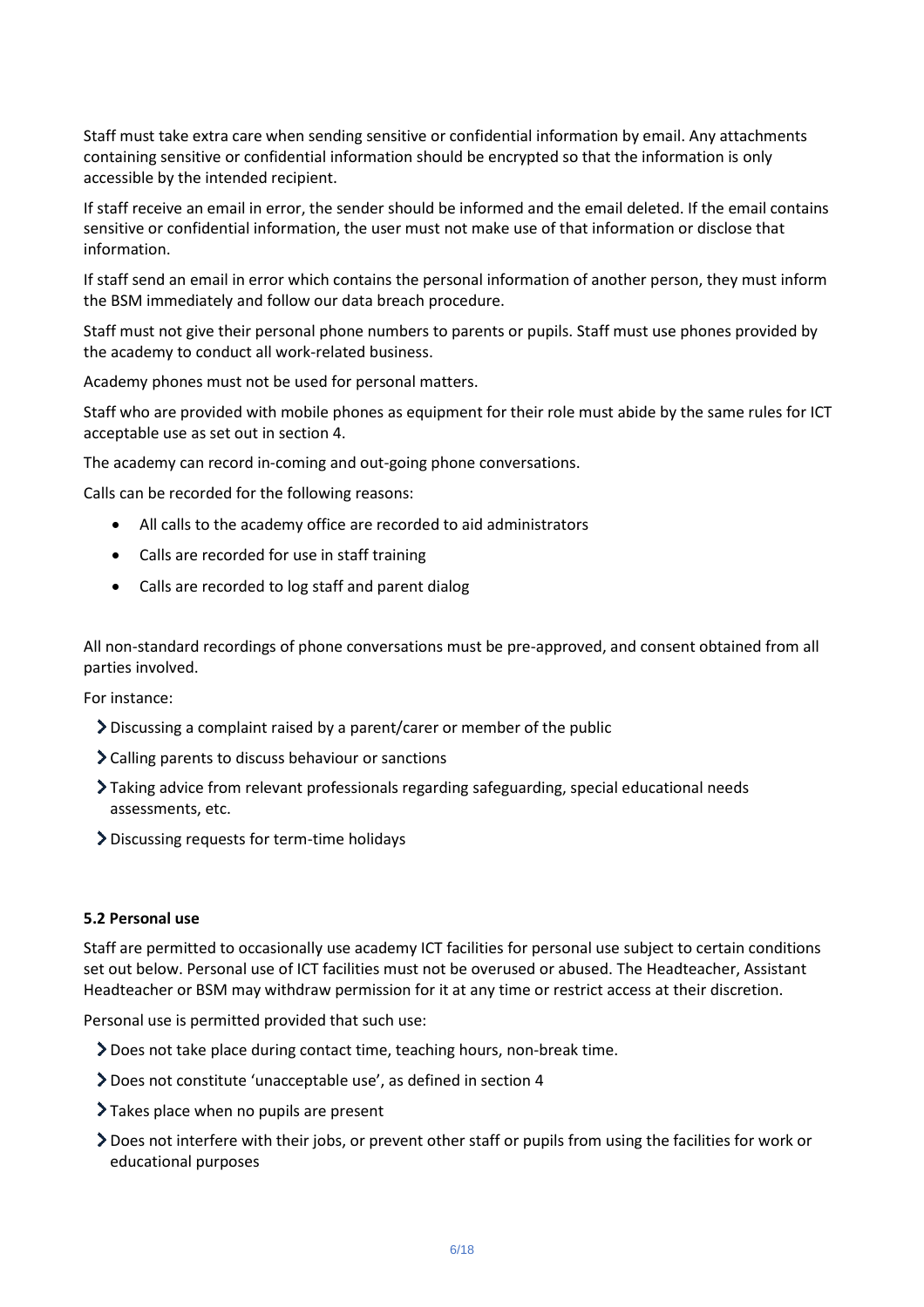Staff must take extra care when sending sensitive or confidential information by email. Any attachments containing sensitive or confidential information should be encrypted so that the information is only accessible by the intended recipient.

If staff receive an email in error, the sender should be informed and the email deleted. If the email contains sensitive or confidential information, the user must not make use of that information or disclose that information.

If staff send an email in error which contains the personal information of another person, they must inform the BSM immediately and follow our data breach procedure.

Staff must not give their personal phone numbers to parents or pupils. Staff must use phones provided by the academy to conduct all work-related business.

Academy phones must not be used for personal matters.

Staff who are provided with mobile phones as equipment for their role must abide by the same rules for ICT acceptable use as set out in section 4.

The academy can record in-coming and out-going phone conversations.

Calls can be recorded for the following reasons:

- All calls to the academy office are recorded to aid administrators
- Calls are recorded for use in staff training
- Calls are recorded to log staff and parent dialog

All non-standard recordings of phone conversations must be pre-approved, and consent obtained from all parties involved.

For instance:

- Discussing a complaint raised by a parent/carer or member of the public
- Calling parents to discuss behaviour or sanctions
- Taking advice from relevant professionals regarding safeguarding, special educational needs assessments, etc.
- Discussing requests for term-time holidays

### 5.2 Personal use

Staff are permitted to occasionally use academy ICT facilities for personal use subject to certain conditions set out below. Personal use of ICT facilities must not be overused or abused. The Headteacher, Assistant Headteacher or BSM may withdraw permission for it at any time or restrict access at their discretion.

Personal use is permitted provided that such use:

- Does not take place during contact time, teaching hours, non-break time.
- Does not constitute 'unacceptable use', as defined in section 4
- Takes place when no pupils are present
- Does not interfere with their jobs, or prevent other staff or pupils from using the facilities for work or educational purposes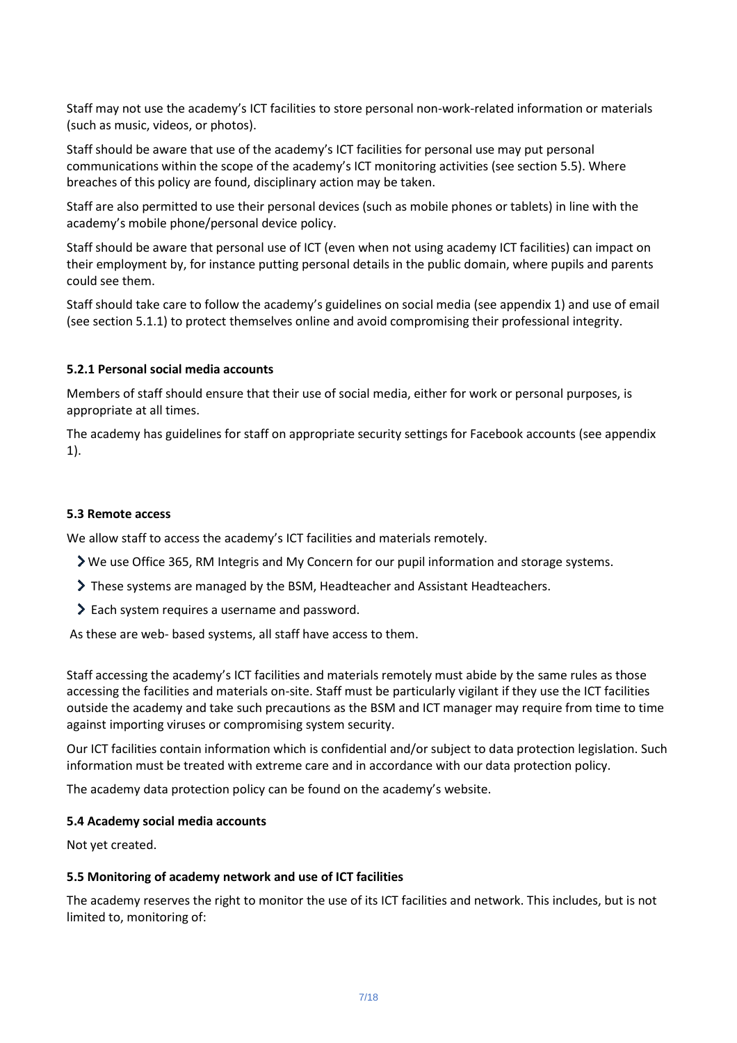Staff may not use the academy's ICT facilities to store personal non-work-related information or materials (such as music, videos, or photos).

Staff should be aware that use of the academy's ICT facilities for personal use may put personal communications within the scope of the academy's ICT monitoring activities (see section 5.5). Where breaches of this policy are found, disciplinary action may be taken.

Staff are also permitted to use their personal devices (such as mobile phones or tablets) in line with the academy's mobile phone/personal device policy.

Staff should be aware that personal use of ICT (even when not using academy ICT facilities) can impact on their employment by, for instance putting personal details in the public domain, where pupils and parents could see them.

Staff should take care to follow the academy's guidelines on social media (see appendix 1) and use of email (see section 5.1.1) to protect themselves online and avoid compromising their professional integrity.

#### 5.2.1 Personal social media accounts

Members of staff should ensure that their use of social media, either for work or personal purposes, is appropriate at all times.

The academy has guidelines for staff on appropriate security settings for Facebook accounts (see appendix 1).

### 5.3 Remote access

We allow staff to access the academy's ICT facilities and materials remotely.

- We use Office 365, RM Integris and My Concern for our pupil information and storage systems.
- These systems are managed by the BSM, Headteacher and Assistant Headteachers.
- Each system requires a username and password.

As these are web- based systems, all staff have access to them.

Staff accessing the academy's ICT facilities and materials remotely must abide by the same rules as those accessing the facilities and materials on-site. Staff must be particularly vigilant if they use the ICT facilities outside the academy and take such precautions as the BSM and ICT manager may require from time to time against importing viruses or compromising system security.

Our ICT facilities contain information which is confidential and/or subject to data protection legislation. Such information must be treated with extreme care and in accordance with our data protection policy.

The academy data protection policy can be found on the academy's website.

### 5.4 Academy social media accounts

Not yet created.

### 5.5 Monitoring of academy network and use of ICT facilities

The academy reserves the right to monitor the use of its ICT facilities and network. This includes, but is not limited to, monitoring of: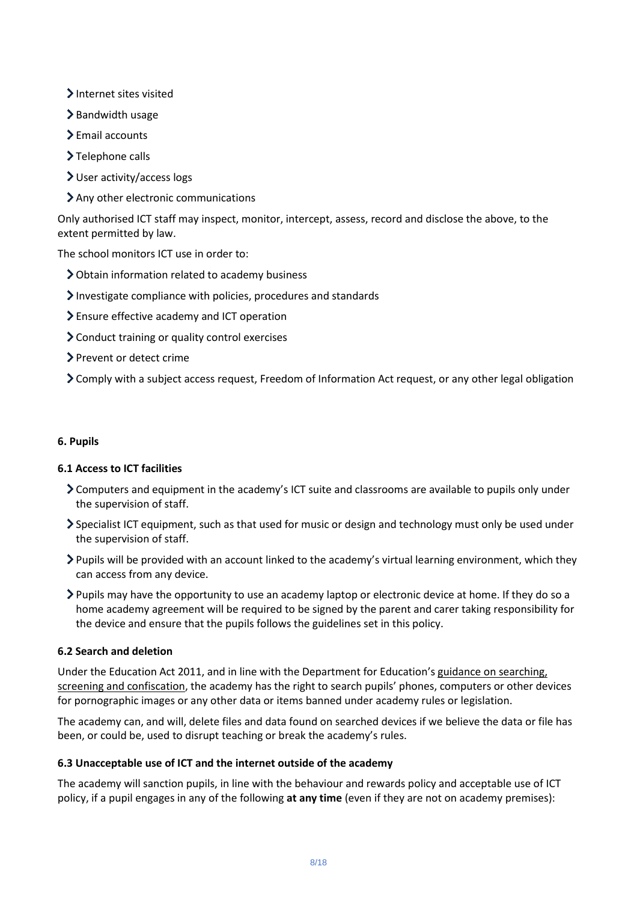- Internet sites visited
- Bandwidth usage
- Email accounts
- Telephone calls
- User activity/access logs
- Any other electronic communications

Only authorised ICT staff may inspect, monitor, intercept, assess, record and disclose the above, to the extent permitted by law.

The school monitors ICT use in order to:

- Obtain information related to academy business
- Investigate compliance with policies, procedures and standards
- Ensure effective academy and ICT operation
- Conduct training or quality control exercises
- Prevent or detect crime
- Comply with a subject access request, Freedom of Information Act request, or any other legal obligation

## 6. Pupils

### 6.1 Access to ICT facilities

- Computers and equipment in the academy's ICT suite and classrooms are available to pupils only under the supervision of staff.
- Specialist ICT equipment, such as that used for music or design and technology must only be used under the supervision of staff.
- Pupils will be provided with an account linked to the academy's virtual learning environment, which they can access from any device.
- Pupils may have the opportunity to use an academy laptop or electronic device at home. If they do so a home academy agreement will be required to be signed by the parent and carer taking responsibility for the device and ensure that the pupils follows the guidelines set in this policy.

### 6.2 Search and deletion

Under the Education Act 2011, and in line with the Department for Education's guidance on searching, screening and confiscation, the academy has the right to search pupils' phones, computers or other devices for pornographic images or any other data or items banned under academy rules or legislation.

The academy can, and will, delete files and data found on searched devices if we believe the data or file has been, or could be, used to disrupt teaching or break the academy's rules.

### 6.3 Unacceptable use of ICT and the internet outside of the academy

The academy will sanction pupils, in line with the behaviour and rewards policy and acceptable use of ICT policy, if a pupil engages in any of the following **at any time** (even if they are not on academy premises):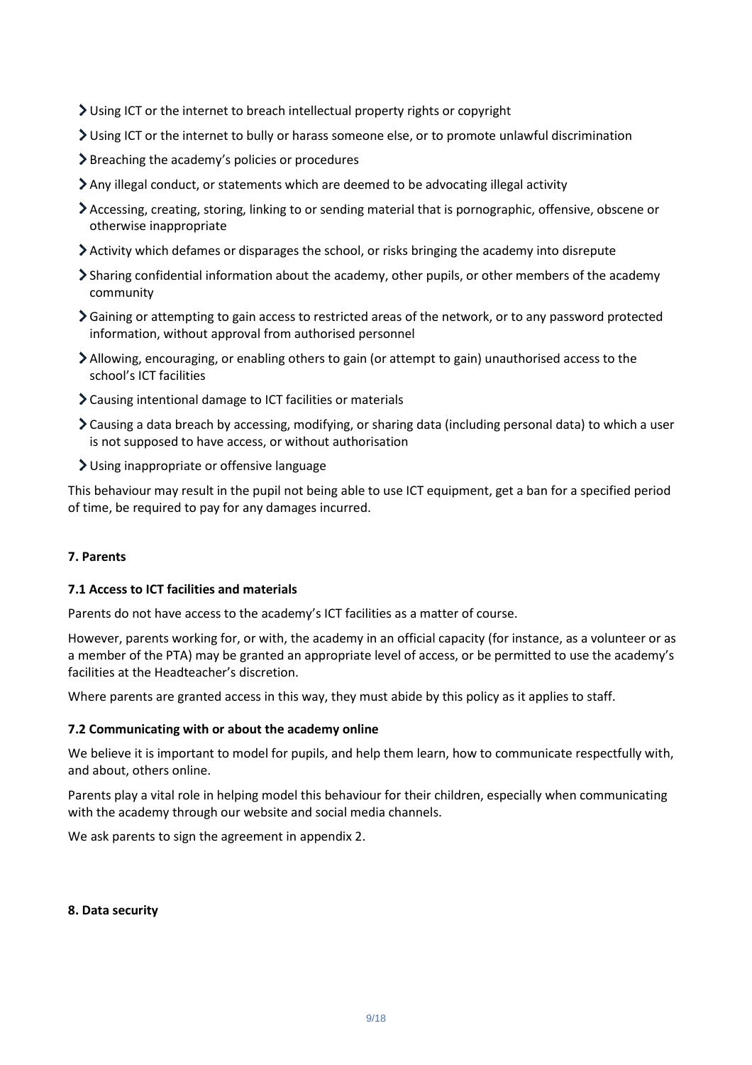- Using ICT or the internet to breach intellectual property rights or copyright
- Using ICT or the internet to bully or harass someone else, or to promote unlawful discrimination
- Breaching the academy's policies or procedures
- Any illegal conduct, or statements which are deemed to be advocating illegal activity
- Accessing, creating, storing, linking to or sending material that is pornographic, offensive, obscene or otherwise inappropriate
- Activity which defames or disparages the school, or risks bringing the academy into disrepute
- Sharing confidential information about the academy, other pupils, or other members of the academy community
- Gaining or attempting to gain access to restricted areas of the network, or to any password protected information, without approval from authorised personnel
- Allowing, encouraging, or enabling others to gain (or attempt to gain) unauthorised access to the school's ICT facilities
- Causing intentional damage to ICT facilities or materials
- Causing a data breach by accessing, modifying, or sharing data (including personal data) to which a user is not supposed to have access, or without authorisation
- Using inappropriate or offensive language

This behaviour may result in the pupil not being able to use ICT equipment, get a ban for a specified period of time, be required to pay for any damages incurred.

## 7. Parents

### 7.1 Access to ICT facilities and materials

Parents do not have access to the academy's ICT facilities as a matter of course.

However, parents working for, or with, the academy in an official capacity (for instance, as a volunteer or as a member of the PTA) may be granted an appropriate level of access, or be permitted to use the academy's facilities at the Headteacher's discretion.

Where parents are granted access in this way, they must abide by this policy as it applies to staff.

### 7.2 Communicating with or about the academy online

We believe it is important to model for pupils, and help them learn, how to communicate respectfully with, and about, others online.

Parents play a vital role in helping model this behaviour for their children, especially when communicating with the academy through our website and social media channels.

We ask parents to sign the agreement in appendix 2.

## 8. Data security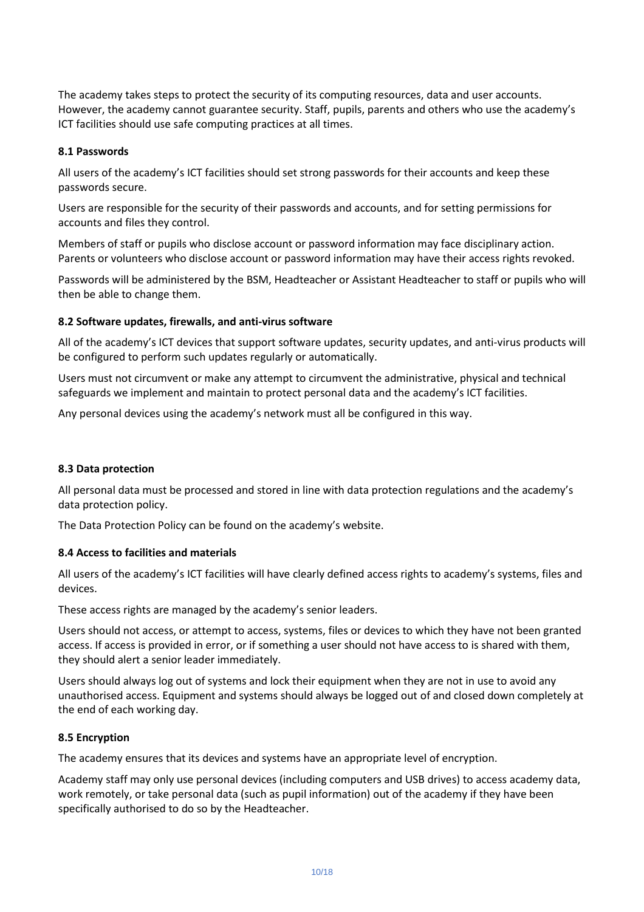The academy takes steps to protect the security of its computing resources, data and user accounts. However, the academy cannot guarantee security. Staff, pupils, parents and others who use the academy's ICT facilities should use safe computing practices at all times.

### 8.1 Passwords

All users of the academy's ICT facilities should set strong passwords for their accounts and keep these passwords secure.

Users are responsible for the security of their passwords and accounts, and for setting permissions for accounts and files they control.

Members of staff or pupils who disclose account or password information may face disciplinary action. Parents or volunteers who disclose account or password information may have their access rights revoked.

Passwords will be administered by the BSM, Headteacher or Assistant Headteacher to staff or pupils who will then be able to change them.

### 8.2 Software updates, firewalls, and anti-virus software

All of the academy's ICT devices that support software updates, security updates, and anti-virus products will be configured to perform such updates regularly or automatically.

Users must not circumvent or make any attempt to circumvent the administrative, physical and technical safeguards we implement and maintain to protect personal data and the academy's ICT facilities.

Any personal devices using the academy's network must all be configured in this way.

### 8.3 Data protection

All personal data must be processed and stored in line with data protection regulations and the academy's data protection policy.

The Data Protection Policy can be found on the academy's website.

### 8.4 Access to facilities and materials

All users of the academy's ICT facilities will have clearly defined access rights to academy's systems, files and devices.

These access rights are managed by the academy's senior leaders.

Users should not access, or attempt to access, systems, files or devices to which they have not been granted access. If access is provided in error, or if something a user should not have access to is shared with them, they should alert a senior leader immediately.

Users should always log out of systems and lock their equipment when they are not in use to avoid any unauthorised access. Equipment and systems should always be logged out of and closed down completely at the end of each working day.

### 8.5 Encryption

The academy ensures that its devices and systems have an appropriate level of encryption.

Academy staff may only use personal devices (including computers and USB drives) to access academy data, work remotely, or take personal data (such as pupil information) out of the academy if they have been specifically authorised to do so by the Headteacher.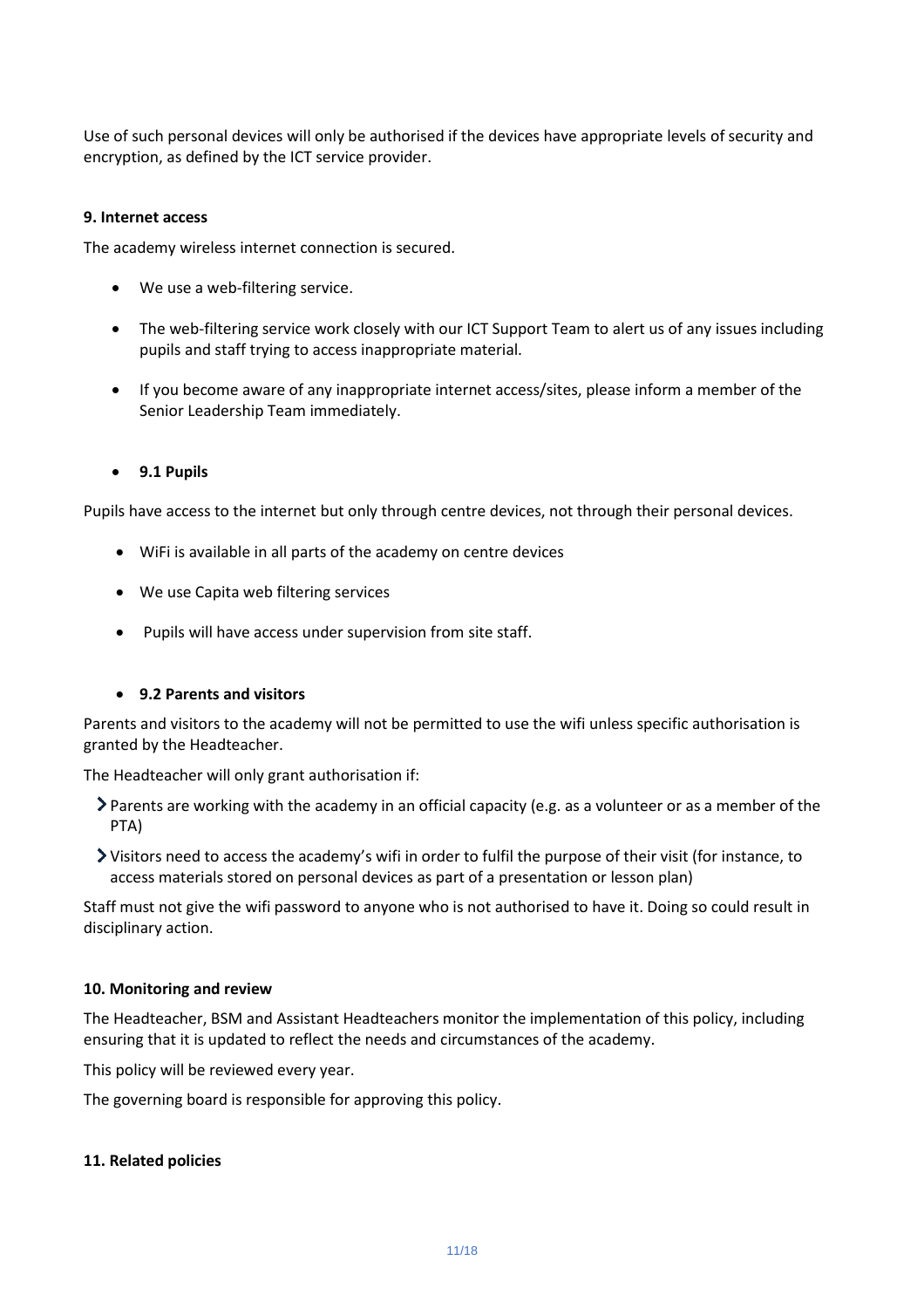Use of such personal devices will only be authorised if the devices have appropriate levels of security and encryption, as defined by the ICT service provider.

**9. Internet access**

The academy wireless internet connection is secured.

- We use a web-filtering service.
- The web-filtering service work closely with our ICT Support Team to alert us of any issues including pupils and staff trying to access inappropriate material.
- If you become aware of any inappropriate internet access/sites, please inform a member of the Senior Leadership Team immediately.

- **9.1 Pupils**

Pupils have access to the internet but only through centre devices, not through their personal devices.

- WiFi is available in all parts of the academy on centre devices
- We use Capita web filtering services
- Pupils will have access under supervision from site staff.

- **9.2 Parents and visitors**

Parents and visitors to the academy will not be permitted to use the wifi unless specific authorisation is granted by the Headteacher.

The Headteacher will only grant authorisation if:

- Parents are working with the academy in an official capacity (e.g. as a volunteer or as a member of the PTA)
- Visitors need to access the academy's wifi in order to fulfil the purpose of their visit (for instance, to access materials stored on personal devices as part of a presentation or lesson plan)

Staff must not give the wifi password to anyone who is not authorised to have it. Doing so could result in disciplinary action.

**10. Monitoring and review**

The Headteacher, BSM and Assistant Headteachers monitor the implementation of this policy, including ensuring that it is updated to reflect the needs and circumstances of the academy.

This policy will be reviewed every year.

The governing board is responsible for approving this policy.

**11. Related policies**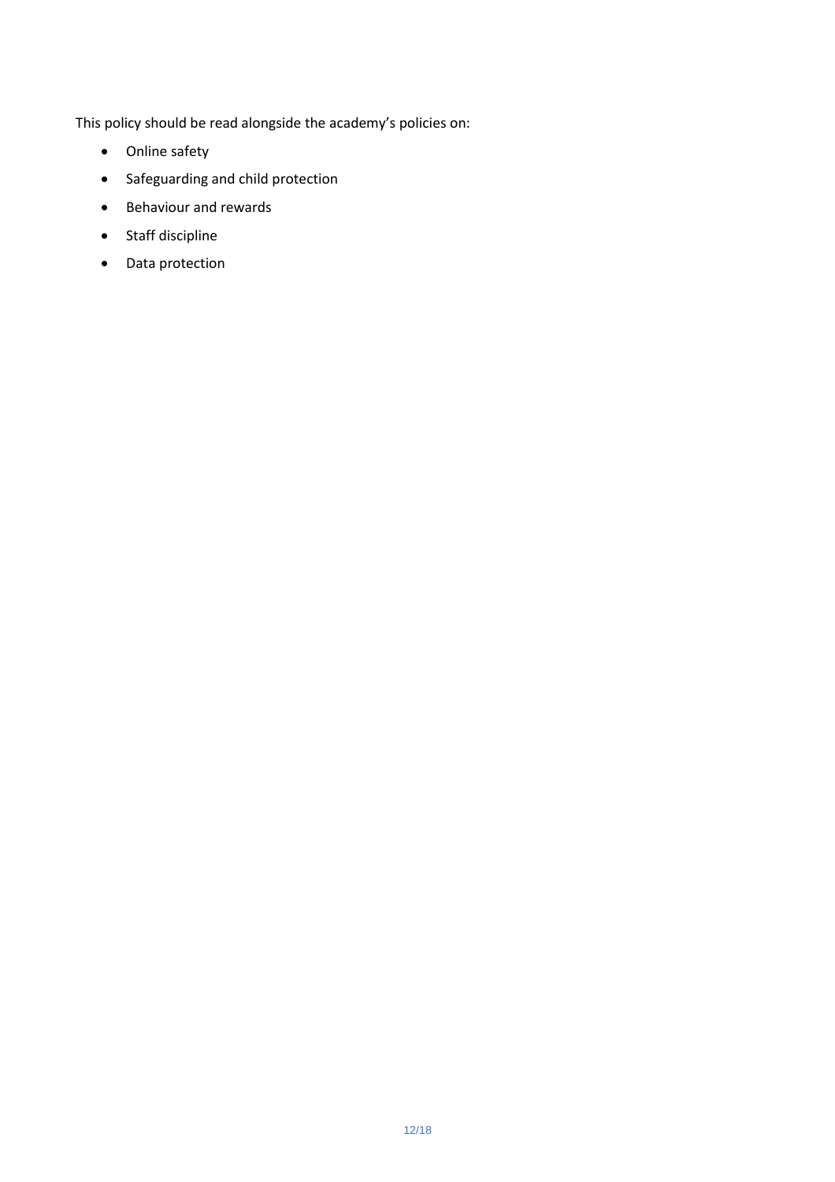This policy should be read alongside the academy's policies on:

- Online safety
- Safeguarding and child protection
- Behaviour and rewards
- Staff discipline
- Data protection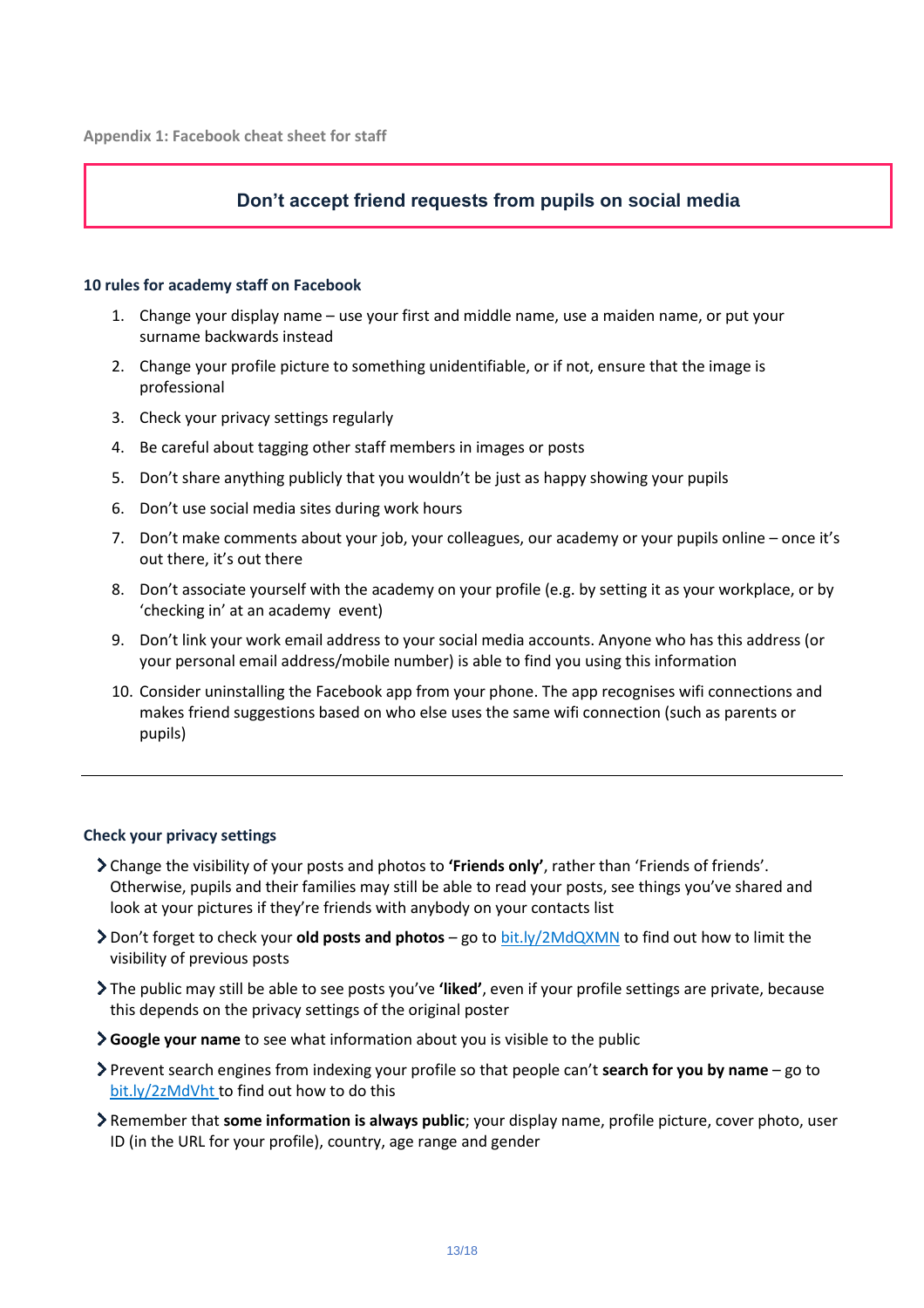Appendix 1: Facebook cheat sheet for staff

## Don't accept friend requests from pupils on social media

### 10 rules for academy staff on Facebook

1. Change your display name – use your first and middle name, use a maiden name, or put your surname backwards instead
2. Change your profile picture to something unidentifiable, or if not, ensure that the image is professional
3. Check your privacy settings regularly
4. Be careful about tagging other staff members in images or posts
5. Don't share anything publicly that you wouldn't be just as happy showing your pupils
6. Don't use social media sites during work hours
7. Don't make comments about your job, your colleagues, our academy or your pupils online – once it's out there, it's out there
8. Don't associate yourself with the academy on your profile (e.g. by setting it as your workplace, or by 'checking in' at an academy event)
9. Don't link your work email address to your social media accounts. Anyone who has this address (or your personal email address/mobile number) is able to find you using this information
10. Consider uninstalling the Facebook app from your phone. The app recognises wifi connections and makes friend suggestions based on who else uses the same wifi connection (such as parents or pupils)

---

### Check your privacy settings

- Change the visibility of your posts and photos to **'Friends only'**, rather than 'Friends of friends'. Otherwise, pupils and their families may still be able to read your posts, see things you've shared and look at your pictures if they're friends with anybody on your contacts list
- Don't forget to check your **old posts and photos** – go to bit.ly/2MdQXMN to find out how to limit the visibility of previous posts
- The public may still be able to see posts you've **'liked'**, even if your profile settings are private, because this depends on the privacy settings of the original poster
- **Google your name** to see what information about you is visible to the public
- Prevent search engines from indexing your profile so that people can't **search for you by name** – go to bit.ly/2zMdVht to find out how to do this
- Remember that **some information is always public**; your display name, profile picture, cover photo, user ID (in the URL for your profile), country, age range and gender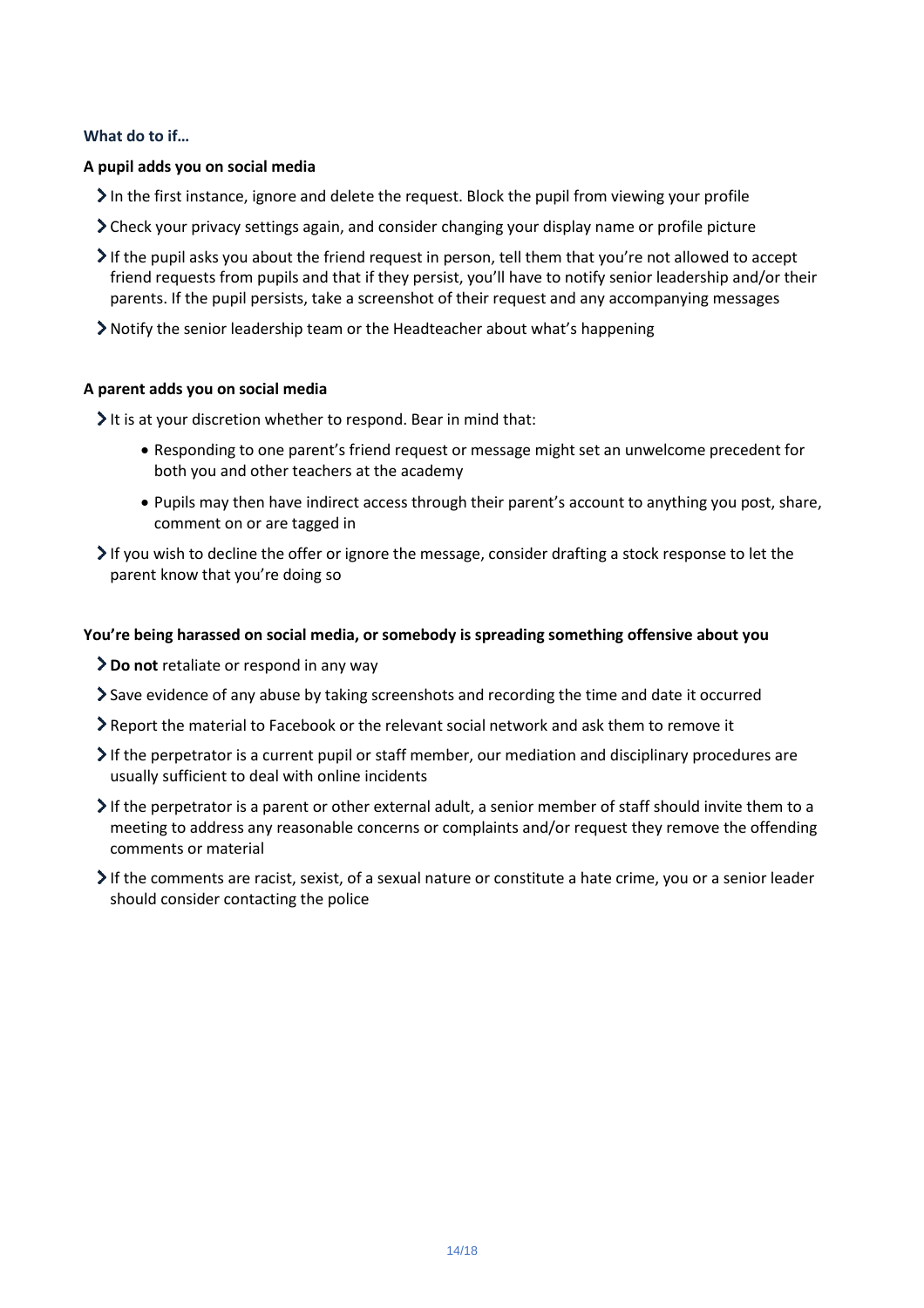### What do to if…

**A pupil adds you on social media**

- In the first instance, ignore and delete the request. Block the pupil from viewing your profile
- Check your privacy settings again, and consider changing your display name or profile picture
- If the pupil asks you about the friend request in person, tell them that you're not allowed to accept friend requests from pupils and that if they persist, you'll have to notify senior leadership and/or their parents. If the pupil persists, take a screenshot of their request and any accompanying messages
- Notify the senior leadership team or the Headteacher about what's happening

**A parent adds you on social media**

- It is at your discretion whether to respond. Bear in mind that:
  - Responding to one parent's friend request or message might set an unwelcome precedent for both you and other teachers at the academy
  - Pupils may then have indirect access through their parent's account to anything you post, share, comment on or are tagged in
- If you wish to decline the offer or ignore the message, consider drafting a stock response to let the parent know that you're doing so

**You're being harassed on social media, or somebody is spreading something offensive about you**

- **Do not** retaliate or respond in any way
- Save evidence of any abuse by taking screenshots and recording the time and date it occurred
- Report the material to Facebook or the relevant social network and ask them to remove it
- If the perpetrator is a current pupil or staff member, our mediation and disciplinary procedures are usually sufficient to deal with online incidents
- If the perpetrator is a parent or other external adult, a senior member of staff should invite them to a meeting to address any reasonable concerns or complaints and/or request they remove the offending comments or material
- If the comments are racist, sexist, of a sexual nature or constitute a hate crime, you or a senior leader should consider contacting the police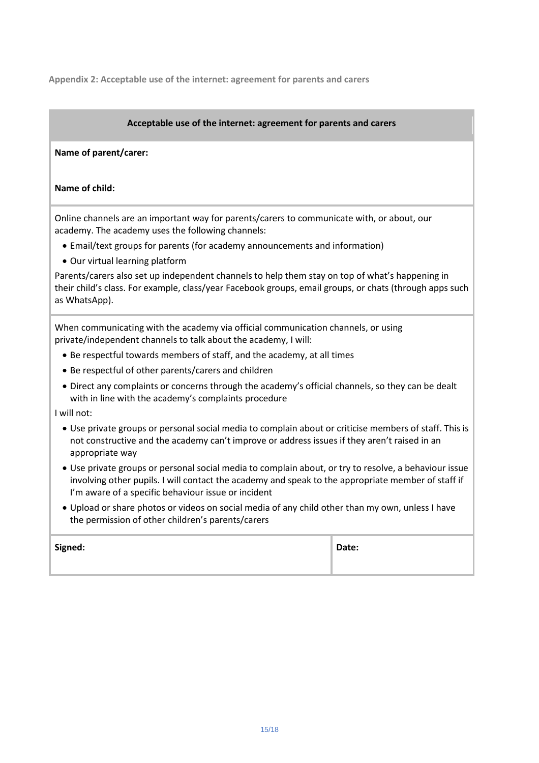Appendix 2: Acceptable use of the internet: agreement for parents and carers

**Acceptable use of the internet: agreement for parents and carers**

**Name of parent/carer:**

**Name of child:**

Online channels are an important way for parents/carers to communicate with, or about, our academy. The academy uses the following channels:

- Email/text groups for parents (for academy announcements and information)
- Our virtual learning platform

Parents/carers also set up independent channels to help them stay on top of what's happening in their child's class. For example, class/year Facebook groups, email groups, or chats (through apps such as WhatsApp).

When communicating with the academy via official communication channels, or using private/independent channels to talk about the academy, I will:

- Be respectful towards members of staff, and the academy, at all times
- Be respectful of other parents/carers and children
- Direct any complaints or concerns through the academy's official channels, so they can be dealt with in line with the academy's complaints procedure

I will not:

- Use private groups or personal social media to complain about or criticise members of staff. This is not constructive and the academy can't improve or address issues if they aren't raised in an appropriate way
- Use private groups or personal social media to complain about, or try to resolve, a behaviour issue involving other pupils. I will contact the academy and speak to the appropriate member of staff if I'm aware of a specific behaviour issue or incident
- Upload or share photos or videos on social media of any child other than my own, unless I have the permission of other children's parents/carers

| **Signed:** | **Date:** |
| --- | --- |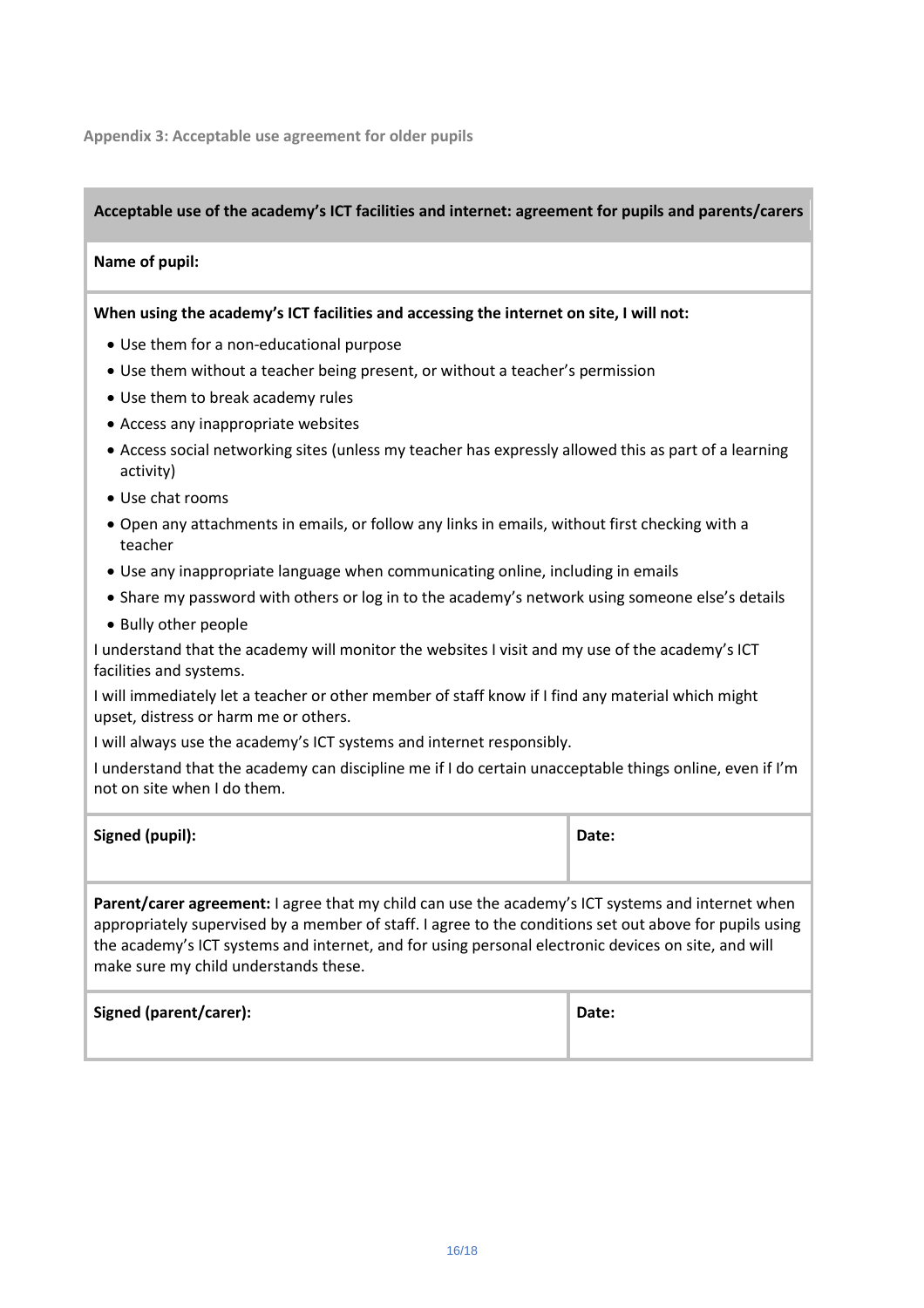### Appendix 3: Acceptable use agreement for older pupils

| **Acceptable use of the academy's ICT facilities and internet: agreement for pupils and parents/carers** | |
|---|---|
| **Name of pupil:** | |
| **When using the academy's ICT facilities and accessing the internet on site, I will not:**<br>• Use them for a non-educational purpose<br>• Use them without a teacher being present, or without a teacher's permission<br>• Use them to break academy rules<br>• Access any inappropriate websites<br>• Access social networking sites (unless my teacher has expressly allowed this as part of a learning activity)<br>• Use chat rooms<br>• Open any attachments in emails, or follow any links in emails, without first checking with a teacher<br>• Use any inappropriate language when communicating online, including in emails<br>• Share my password with others or log in to the academy's network using someone else's details<br>• Bully other people<br>I understand that the academy will monitor the websites I visit and my use of the academy's ICT facilities and systems.<br>I will immediately let a teacher or other member of staff know if I find any material which might upset, distress or harm me or others.<br>I will always use the academy's ICT systems and internet responsibly.<br>I understand that the academy can discipline me if I do certain unacceptable things online, even if I'm not on site when I do them. | |
| **Signed (pupil):** | **Date:** |
| **Parent/carer agreement:** I agree that my child can use the academy's ICT systems and internet when appropriately supervised by a member of staff. I agree to the conditions set out above for pupils using the academy's ICT systems and internet, and for using personal electronic devices on site, and will make sure my child understands these. | |
| **Signed (parent/carer):** | **Date:** |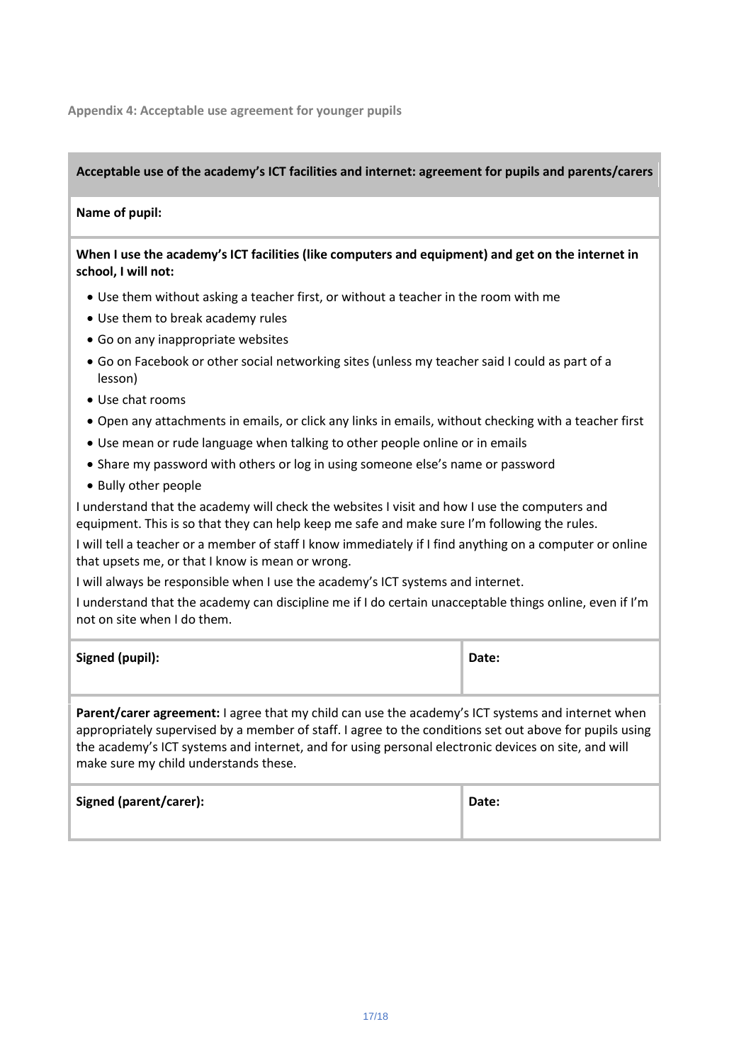### Appendix 4: Acceptable use agreement for younger pupils

**Acceptable use of the academy's ICT facilities and internet: agreement for pupils and parents/carers**

**Name of pupil:**

**When I use the academy's ICT facilities (like computers and equipment) and get on the internet in school, I will not:**

- Use them without asking a teacher first, or without a teacher in the room with me
- Use them to break academy rules
- Go on any inappropriate websites
- Go on Facebook or other social networking sites (unless my teacher said I could as part of a lesson)
- Use chat rooms
- Open any attachments in emails, or click any links in emails, without checking with a teacher first
- Use mean or rude language when talking to other people online or in emails
- Share my password with others or log in using someone else's name or password
- Bully other people

I understand that the academy will check the websites I visit and how I use the computers and equipment. This is so that they can help keep me safe and make sure I'm following the rules.

I will tell a teacher or a member of staff I know immediately if I find anything on a computer or online that upsets me, or that I know is mean or wrong.

I will always be responsible when I use the academy's ICT systems and internet.

I understand that the academy can discipline me if I do certain unacceptable things online, even if I'm not on site when I do them.

| **Signed (pupil):** | **Date:** |
|---|---|

**Parent/carer agreement:** I agree that my child can use the academy's ICT systems and internet when appropriately supervised by a member of staff. I agree to the conditions set out above for pupils using the academy's ICT systems and internet, and for using personal electronic devices on site, and will make sure my child understands these.

| **Signed (parent/carer):** | **Date:** |
|---|---|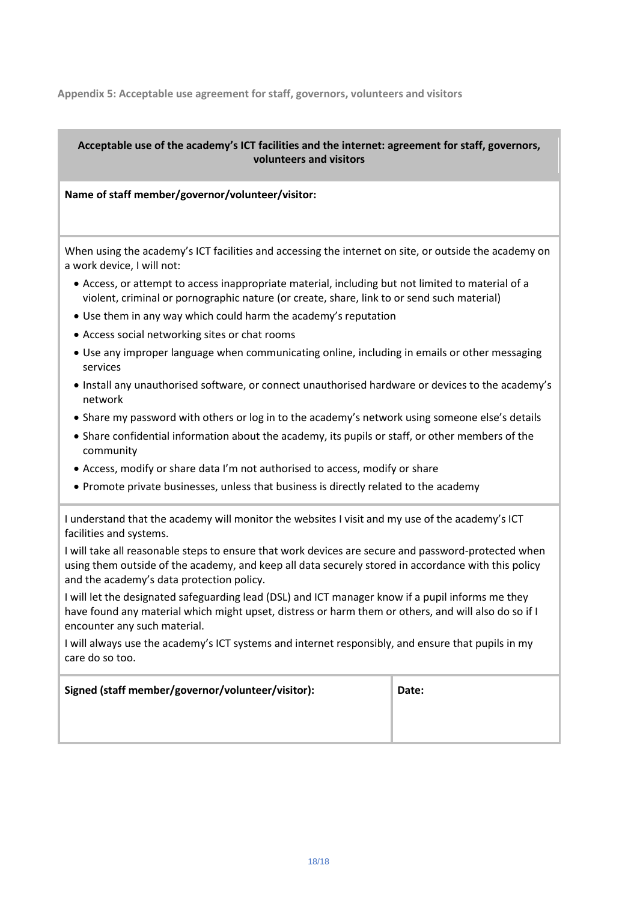### Appendix 5: Acceptable use agreement for staff, governors, volunteers and visitors

| **Acceptable use of the academy's ICT facilities and the internet: agreement for staff, governors, volunteers and visitors** | |
|---|---|
| **Name of staff member/governor/volunteer/visitor:** | |
| When using the academy's ICT facilities and accessing the internet on site, or outside the academy on a work device, I will not:<br>• Access, or attempt to access inappropriate material, including but not limited to material of a violent, criminal or pornographic nature (or create, share, link to or send such material)<br>• Use them in any way which could harm the academy's reputation<br>• Access social networking sites or chat rooms<br>• Use any improper language when communicating online, including in emails or other messaging services<br>• Install any unauthorised software, or connect unauthorised hardware or devices to the academy's network<br>• Share my password with others or log in to the academy's network using someone else's details<br>• Share confidential information about the academy, its pupils or staff, or other members of the community<br>• Access, modify or share data I'm not authorised to access, modify or share<br>• Promote private businesses, unless that business is directly related to the academy | |
| I understand that the academy will monitor the websites I visit and my use of the academy's ICT facilities and systems.<br>I will take all reasonable steps to ensure that work devices are secure and password-protected when using them outside of the academy, and keep all data securely stored in accordance with this policy and the academy's data protection policy.<br>I will let the designated safeguarding lead (DSL) and ICT manager know if a pupil informs me they have found any material which might upset, distress or harm them or others, and will also do so if I encounter any such material.<br>I will always use the academy's ICT systems and internet responsibly, and ensure that pupils in my care do so too. | |
| **Signed (staff member/governor/volunteer/visitor):** | **Date:** |